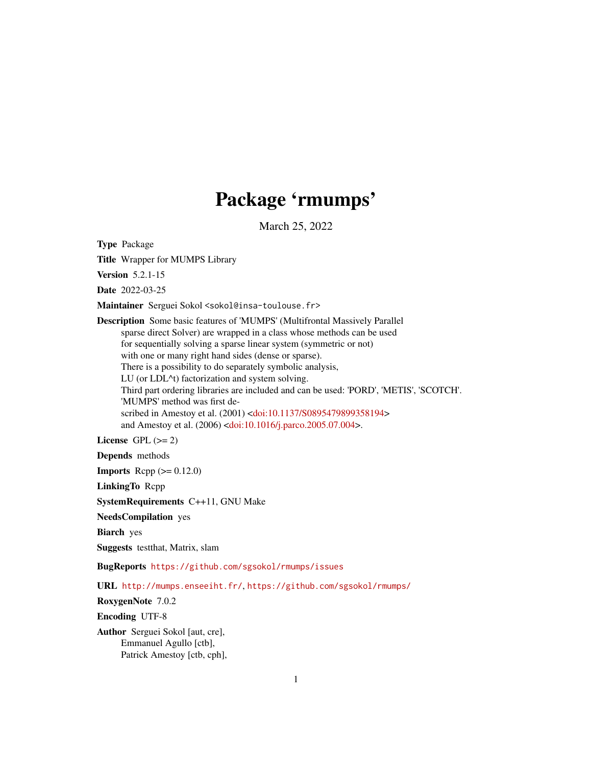# Package 'rmumps'

March 25, 2022

**Type** Package

**Title** Wrapper for MUMPS Library

**Version** 5.2.1-15

**Date** 2022-03-25

**Maintainer** Serguei Sokol <sokol@insa-toulouse.fr>

**Description** Some basic features of 'MUMPS' (Multifrontal Massively Parallel sparse direct Solver) are wrapped in a class whose methods can be used for sequentially solving a sparse linear system (symmetric or not) with one or many right hand sides (dense or sparse). There is a possibility to do separately symbolic analysis, LU (or LDL^t) factorization and system solving. Third part ordering libraries are included and can be used: 'PORD', 'METIS', 'SCOTCH'. 'MUMPS' method was first described in Amestoy et al. (2001) <doi:10.1137/S0895479899358194> and Amestoy et al. (2006) <doi:10.1016/j.parco.2005.07.004>.

**License** GPL (>= 2)

**Depends** methods

**Imports** Rcpp (>= 0.12.0)

**LinkingTo** Rcpp

**SystemRequirements** C++11, GNU Make

**NeedsCompilation** yes

**Biarch** yes

**Suggests** testthat, Matrix, slam

**BugReports** https://github.com/sgsokol/rmumps/issues

**URL** http://mumps.enseeiht.fr/, https://github.com/sgsokol/rmumps/

**RoxygenNote** 7.0.2

**Encoding** UTF-8

**Author** Serguei Sokol [aut, cre],
Emmanuel Agullo [ctb],
Patrick Amestoy [ctb, cph],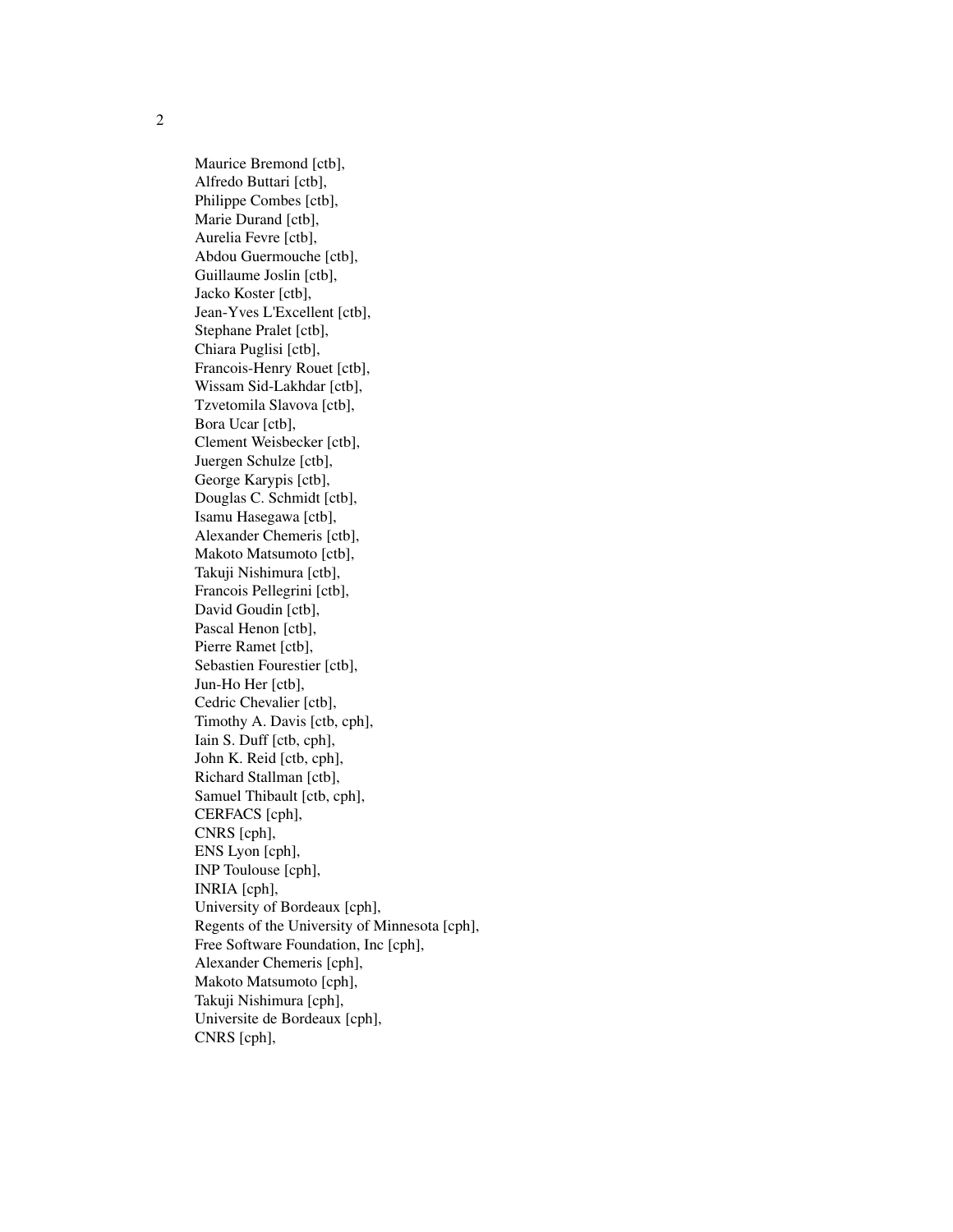Maurice Bremond [ctb],
Alfredo Buttari [ctb],
Philippe Combes [ctb],
Marie Durand [ctb],
Aurelia Fevre [ctb],
Abdou Guermouche [ctb],
Guillaume Joslin [ctb],
Jacko Koster [ctb],
Jean-Yves L'Excellent [ctb],
Stephane Pralet [ctb],
Chiara Puglisi [ctb],
Francois-Henry Rouet [ctb],
Wissam Sid-Lakhdar [ctb],
Tzvetomila Slavova [ctb],
Bora Ucar [ctb],
Clement Weisbecker [ctb],
Juergen Schulze [ctb],
George Karypis [ctb],
Douglas C. Schmidt [ctb],
Isamu Hasegawa [ctb],
Alexander Chemeris [ctb],
Makoto Matsumoto [ctb],
Takuji Nishimura [ctb],
Francois Pellegrini [ctb],
David Goudin [ctb],
Pascal Henon [ctb],
Pierre Ramet [ctb],
Sebastien Fourestier [ctb],
Jun-Ho Her [ctb],
Cedric Chevalier [ctb],
Timothy A. Davis [ctb, cph],
Iain S. Duff [ctb, cph],
John K. Reid [ctb, cph],
Richard Stallman [ctb],
Samuel Thibault [ctb, cph],
CERFACS [cph],
CNRS [cph],
ENS Lyon [cph],
INP Toulouse [cph],
INRIA [cph],
University of Bordeaux [cph],
Regents of the University of Minnesota [cph],
Free Software Foundation, Inc [cph],
Alexander Chemeris [cph],
Makoto Matsumoto [cph],
Takuji Nishimura [cph],
Universite de Bordeaux [cph],
CNRS [cph],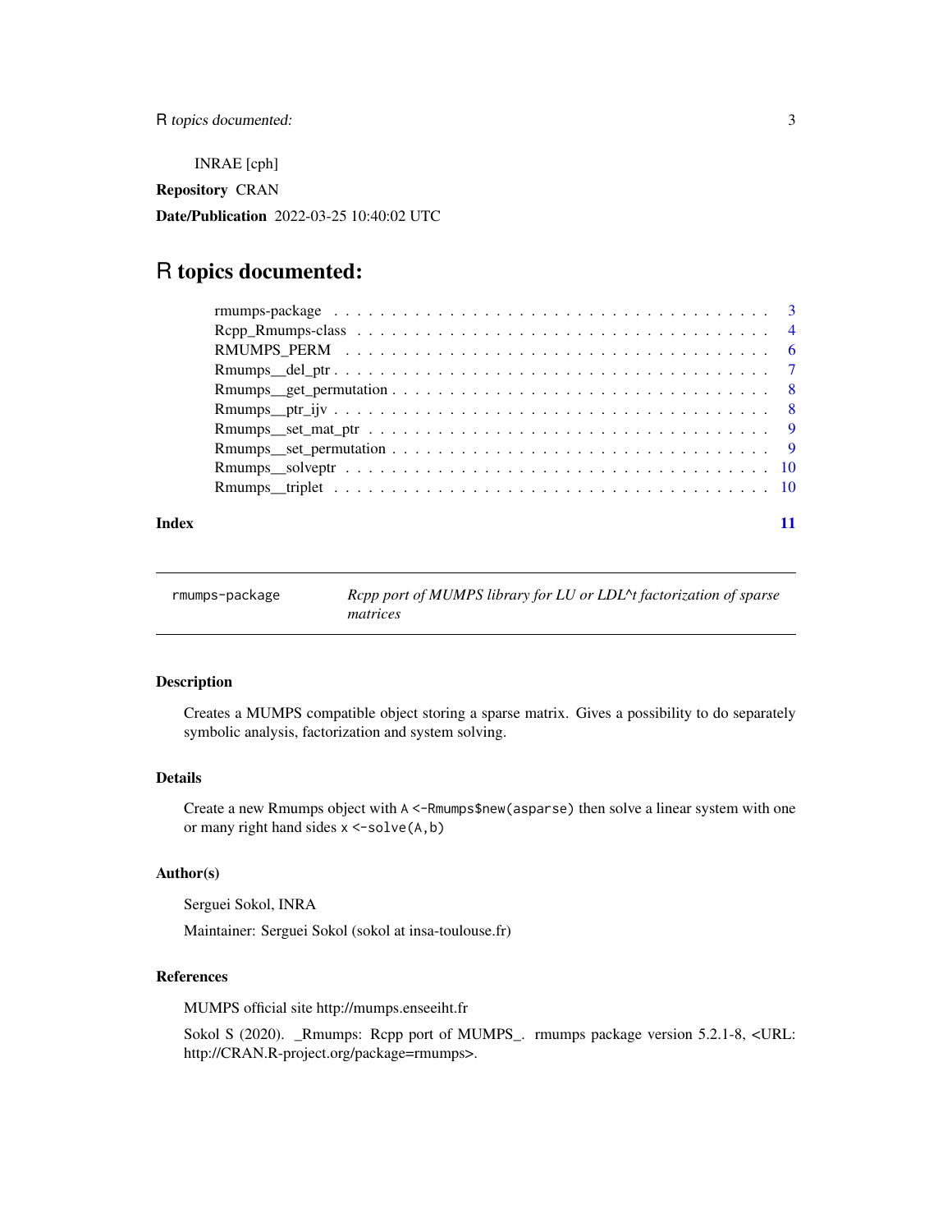INRAE [cph]

**Repository** CRAN

**Date/Publication** 2022-03-25 10:40:02 UTC

# R topics documented:

- rmumps-package . . . . . . . . . . . . . . . . . . . . . . . . . . . . . . . . . . 3
- Rcpp_Rmumps-class . . . . . . . . . . . . . . . . . . . . . . . . . . . . . . . . 4
- RMUMPS_PERM . . . . . . . . . . . . . . . . . . . . . . . . . . . . . . . . . . 6
- Rmumps__del_ptr . . . . . . . . . . . . . . . . . . . . . . . . . . . . . . . . . 7
- Rmumps__get_permutation . . . . . . . . . . . . . . . . . . . . . . . . . . . . 8
- Rmumps__ptr_ijv . . . . . . . . . . . . . . . . . . . . . . . . . . . . . . . . . 8
- Rmumps__set_mat_ptr . . . . . . . . . . . . . . . . . . . . . . . . . . . . . . 9
- Rmumps__set_permutation . . . . . . . . . . . . . . . . . . . . . . . . . . . . 9
- Rmumps__solveptr . . . . . . . . . . . . . . . . . . . . . . . . . . . . . . . . 10
- Rmumps__triplet . . . . . . . . . . . . . . . . . . . . . . . . . . . . . . . . . 10

**Index** 11

---

`rmumps-package` *Rcpp port of MUMPS library for LU or LDL^t factorization of sparse matrices*

---

## Description

Creates a MUMPS compatible object storing a sparse matrix. Gives a possibility to do separately symbolic analysis, factorization and system solving.

## Details

Create a new Rmumps object with `A <-Rmumps$new(asparse)` then solve a linear system with one or many right hand sides `x <-solve(A,b)`

## Author(s)

Serguei Sokol, INRA

Maintainer: Serguei Sokol (sokol at insa-toulouse.fr)

## References

MUMPS official site http://mumps.enseeiht.fr

Sokol S (2020). _Rmumps: Rcpp port of MUMPS_. rmumps package version 5.2.1-8, <URL: http://CRAN.R-project.org/package=rmumps>.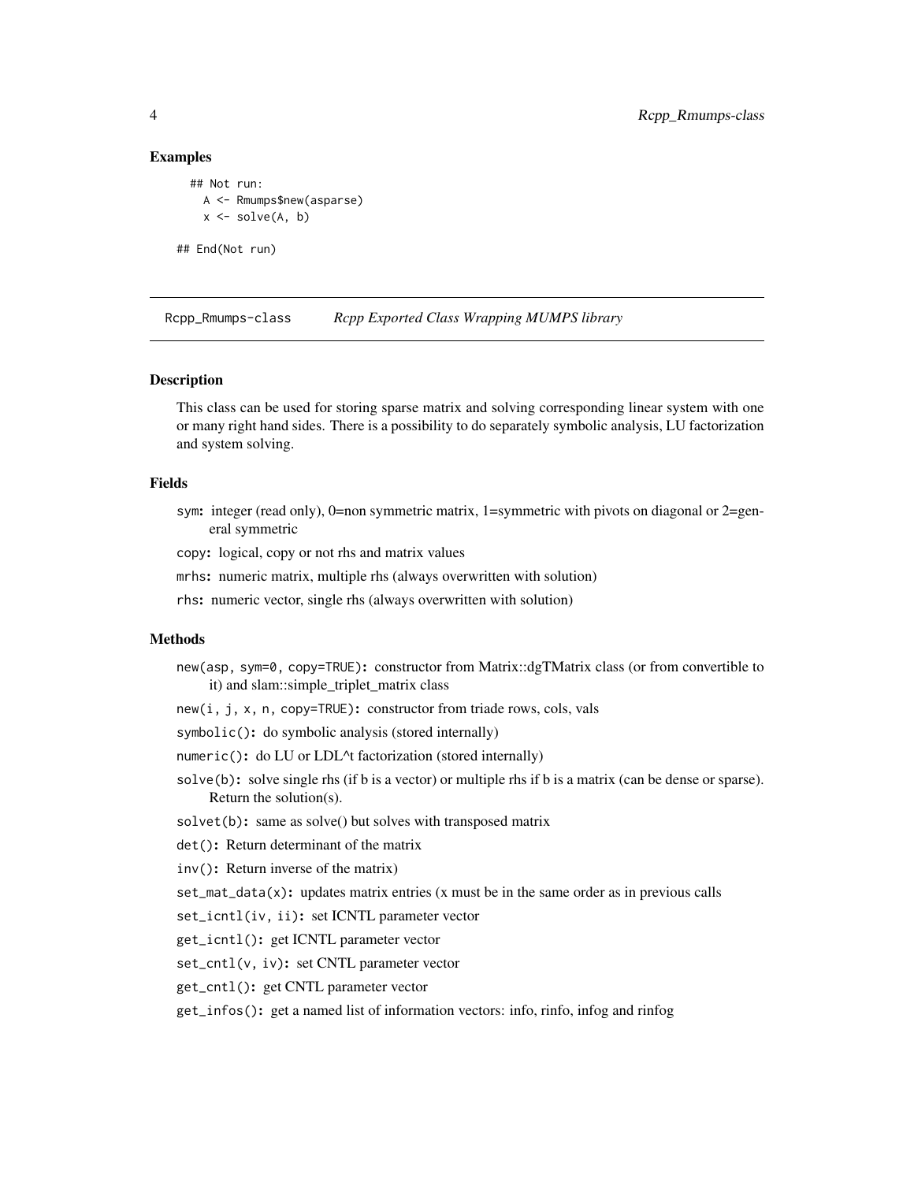### Examples

```
## Not run:
  A <- Rmumps$new(asparse)
  x <- solve(A, b)

## End(Not run)
```

---

## Rcpp_Rmumps-class *Rcpp Exported Class Wrapping MUMPS library*

---

### Description

This class can be used for storing sparse matrix and solving corresponding linear system with one or many right hand sides. There is a possibility to do separately symbolic analysis, LU factorization and system solving.

### Fields

- `sym`: integer (read only), 0=non symmetric matrix, 1=symmetric with pivots on diagonal or 2=general symmetric
- `copy`: logical, copy or not rhs and matrix values
- `mrhs`: numeric matrix, multiple rhs (always overwritten with solution)
- `rhs`: numeric vector, single rhs (always overwritten with solution)

### Methods

- `new(asp, sym=0, copy=TRUE)`: constructor from Matrix::dgTMatrix class (or from convertible to it) and slam::simple_triplet_matrix class
- `new(i, j, x, n, copy=TRUE)`: constructor from triade rows, cols, vals
- `symbolic()`: do symbolic analysis (stored internally)
- `numeric()`: do LU or LDL^t factorization (stored internally)
- `solve(b)`: solve single rhs (if b is a vector) or multiple rhs if b is a matrix (can be dense or sparse). Return the solution(s).
- `solvet(b)`: same as solve() but solves with transposed matrix
- `det()`: Return determinant of the matrix
- `inv()`: Return inverse of the matrix)
- `set_mat_data(x)`: updates matrix entries (x must be in the same order as in previous calls
- `set_icntl(iv, ii)`: set ICNTL parameter vector
- `get_icntl()`: get ICNTL parameter vector
- `set_cntl(v, iv)`: set CNTL parameter vector
- `get_cntl()`: get CNTL parameter vector
- `get_infos()`: get a named list of information vectors: info, rinfo, infog and rinfog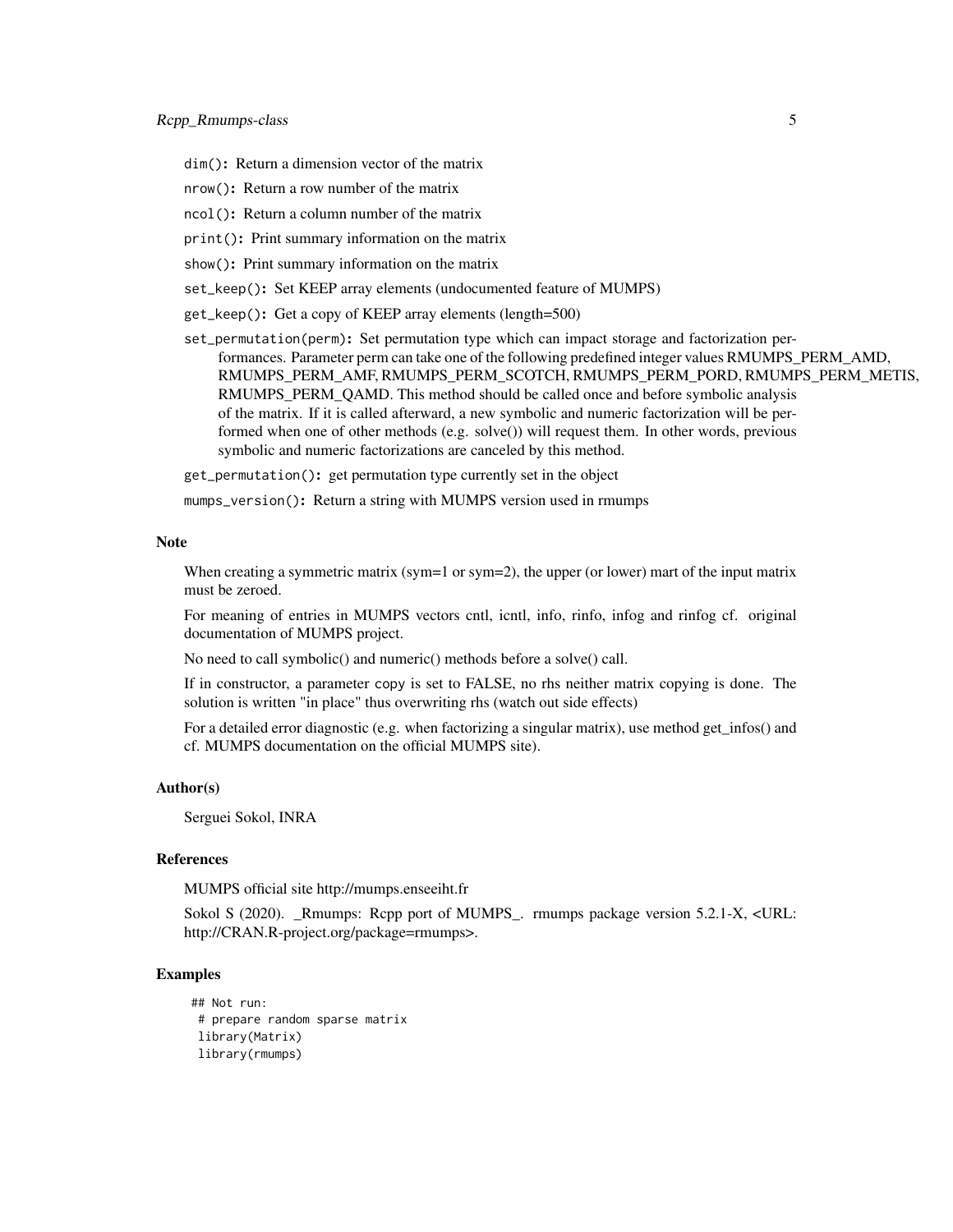`dim()`: Return a dimension vector of the matrix

`nrow()`: Return a row number of the matrix

`ncol()`: Return a column number of the matrix

`print()`: Print summary information on the matrix

`show()`: Print summary information on the matrix

`set_keep()`: Set KEEP array elements (undocumented feature of MUMPS)

`get_keep()`: Get a copy of KEEP array elements (length=500)

`set_permutation(perm)`: Set permutation type which can impact storage and factorization performances. Parameter perm can take one of the following predefined integer values RMUMPS_PERM_AMD, RMUMPS_PERM_AMF, RMUMPS_PERM_SCOTCH, RMUMPS_PERM_PORD, RMUMPS_PERM_METIS, RMUMPS_PERM_QAMD. This method should be called once and before symbolic analysis of the matrix. If it is called afterward, a new symbolic and numeric factorization will be performed when one of other methods (e.g. solve()) will request them. In other words, previous symbolic and numeric factorizations are canceled by this method.

`get_permutation()`: get permutation type currently set in the object

`mumps_version()`: Return a string with MUMPS version used in rmumps

## Note

When creating a symmetric matrix (sym=1 or sym=2), the upper (or lower) mart of the input matrix must be zeroed.

For meaning of entries in MUMPS vectors cntl, icntl, info, rinfo, infog and rinfog cf. original documentation of MUMPS project.

No need to call symbolic() and numeric() methods before a solve() call.

If in constructor, a parameter `copy` is set to FALSE, no rhs neither matrix copying is done. The solution is written "in place" thus overwriting rhs (watch out side effects)

For a detailed error diagnostic (e.g. when factorizing a singular matrix), use method get_infos() and cf. MUMPS documentation on the official MUMPS site).

## Author(s)

Serguei Sokol, INRA

## References

MUMPS official site http://mumps.enseeiht.fr

Sokol S (2020). _Rmumps: Rcpp port of MUMPS_. rmumps package version 5.2.1-X, <URL: http://CRAN.R-project.org/package=rmumps>.

## Examples

```
## Not run:
 # prepare random sparse matrix
 library(Matrix)
 library(rmumps)
```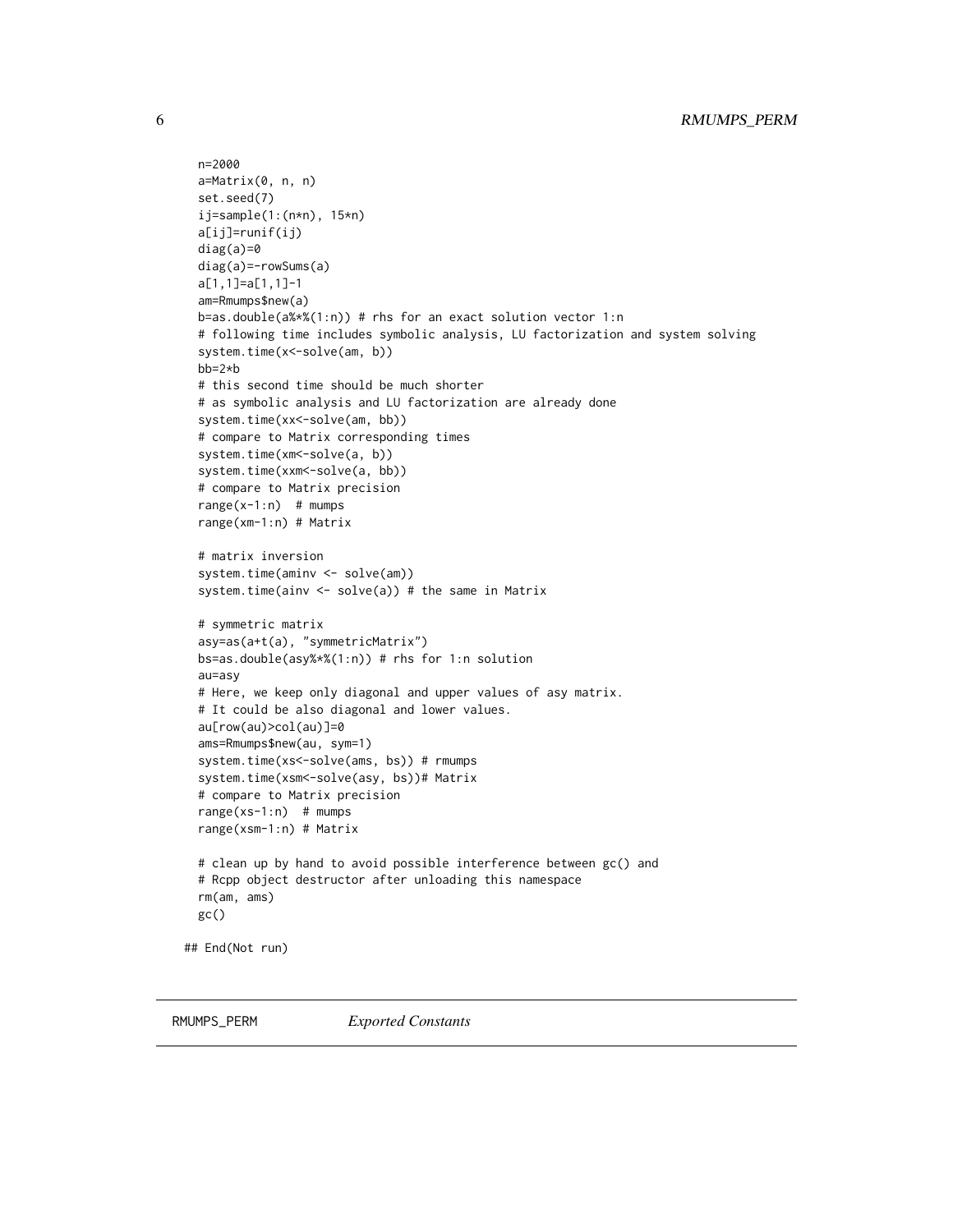```
n=2000
a=Matrix(0, n, n)
set.seed(7)
ij=sample(1:(n*n), 15*n)
a[ij]=runif(ij)
diag(a)=0
diag(a)=-rowSums(a)
a[1,1]=a[1,1]-1
am=Rmumps$new(a)
b=as.double(a%*%(1:n)) # rhs for an exact solution vector 1:n
# following time includes symbolic analysis, LU factorization and system solving
system.time(x<-solve(am, b))
bb=2*b
# this second time should be much shorter
# as symbolic analysis and LU factorization are already done
system.time(xx<-solve(am, bb))
# compare to Matrix corresponding times
system.time(xm<-solve(a, b))
system.time(xxm<-solve(a, bb))
# compare to Matrix precision
range(x-1:n)  # mumps
range(xm-1:n) # Matrix

# matrix inversion
system.time(aminv <- solve(am))
system.time(ainv <- solve(a)) # the same in Matrix

# symmetric matrix
asy=as(a+t(a), "symmetricMatrix")
bs=as.double(asy%*%(1:n)) # rhs for 1:n solution
au=asy
# Here, we keep only diagonal and upper values of asy matrix.
# It could be also diagonal and lower values.
au[row(au)>col(au)]=0
ams=Rmumps$new(au, sym=1)
system.time(xs<-solve(ams, bs)) # rmumps
system.time(xsm<-solve(asy, bs))# Matrix
# compare to Matrix precision
range(xs-1:n)  # mumps
range(xsm-1:n) # Matrix

# clean up by hand to avoid possible interference between gc() and
# Rcpp object destructor after unloading this namespace
rm(am, ams)
gc()

## End(Not run)
```

---

## RMUMPS_PERM *Exported Constants*

---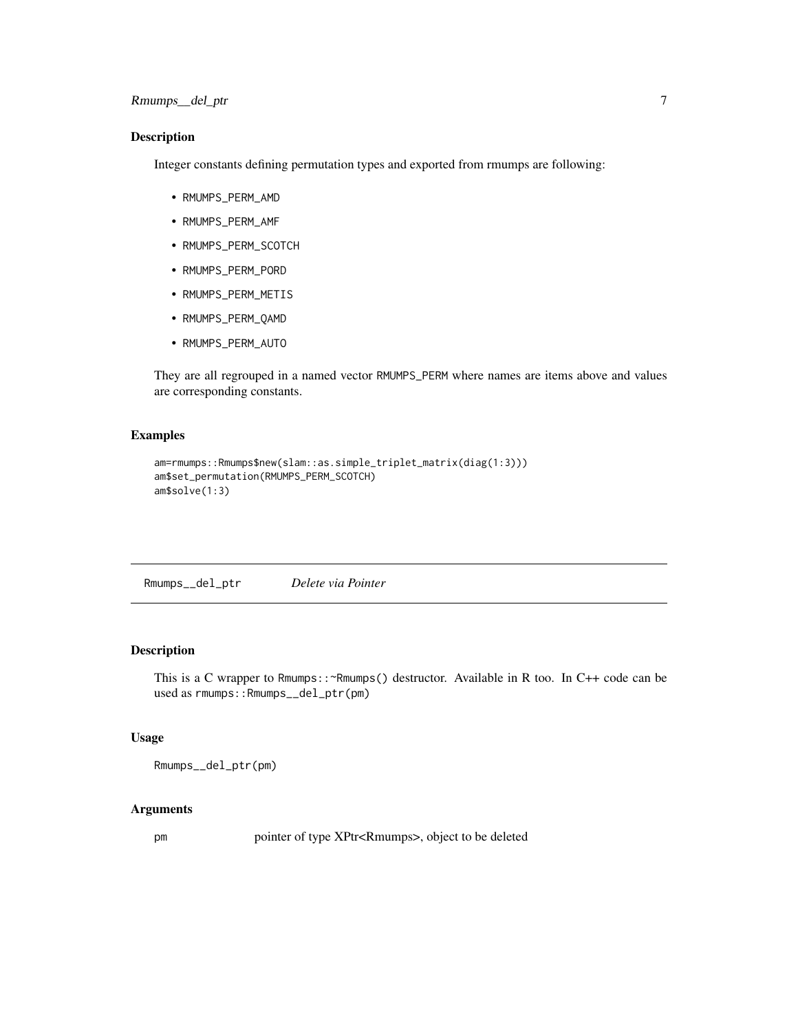### Description

Integer constants defining permutation types and exported from rmumps are following:

- RMUMPS_PERM_AMD
- RMUMPS_PERM_AMF
- RMUMPS_PERM_SCOTCH
- RMUMPS_PERM_PORD
- RMUMPS_PERM_METIS
- RMUMPS_PERM_QAMD
- RMUMPS_PERM_AUTO

They are all regrouped in a named vector RMUMPS_PERM where names are items above and values are corresponding constants.

### Examples

```
am=rmumps::Rmumps$new(slam::as.simple_triplet_matrix(diag(1:3)))
am$set_permutation(RMUMPS_PERM_SCOTCH)
am$solve(1:3)
```

---

## Rmumps__del_ptr *Delete via Pointer*

---

### Description

This is a C wrapper to Rmumps::~Rmumps() destructor. Available in R too. In C++ code can be used as rmumps::Rmumps__del_ptr(pm)

### Usage

```
Rmumps__del_ptr(pm)
```

### Arguments

| | |
|---|---|
| pm | pointer of type XPtr<Rmumps>, object to be deleted |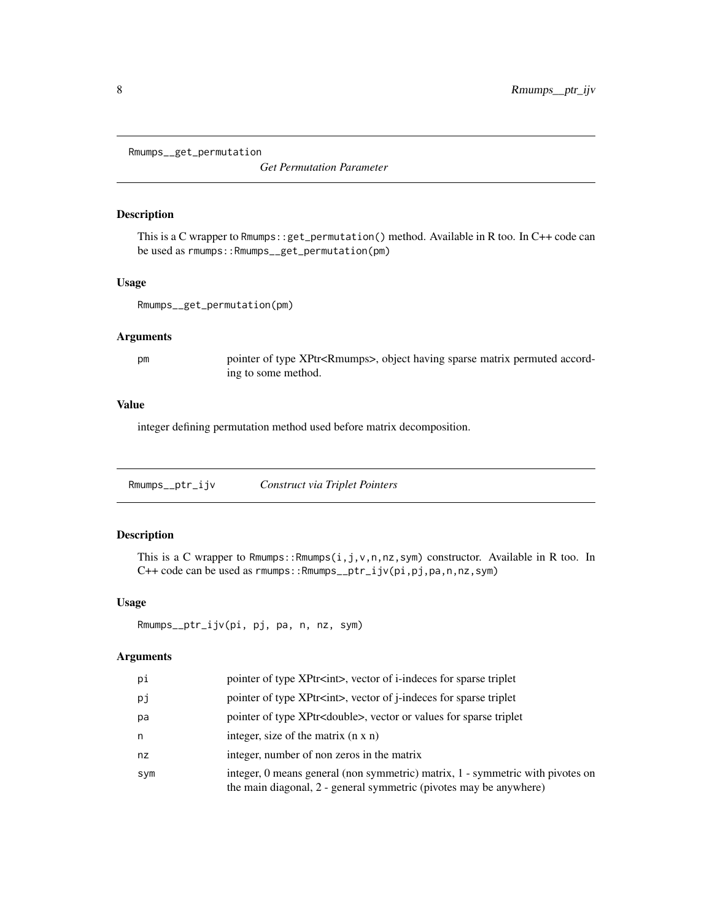## Rmumps__get_permutation *Get Permutation Parameter*

### Description

This is a C wrapper to `Rmumps::get_permutation()` method. Available in R too. In C++ code can be used as `rmumps::Rmumps__get_permutation(pm)`

### Usage

```
Rmumps__get_permutation(pm)
```

### Arguments

| | |
|---|---|
| pm | pointer of type XPtr<Rmumps>, object having sparse matrix permuted according to some method. |

### Value

integer defining permutation method used before matrix decomposition.

## Rmumps__ptr_ijv *Construct via Triplet Pointers*

### Description

This is a C wrapper to `Rmumps::Rmumps(i,j,v,n,nz,sym)` constructor. Available in R too. In C++ code can be used as `rmumps::Rmumps__ptr_ijv(pi,pj,pa,n,nz,sym)`

### Usage

```
Rmumps__ptr_ijv(pi, pj, pa, n, nz, sym)
```

### Arguments

| | |
|---|---|
| pi | pointer of type XPtr<int>, vector of i-indeces for sparse triplet |
| pj | pointer of type XPtr<int>, vector of j-indeces for sparse triplet |
| pa | pointer of type XPtr<double>, vector or values for sparse triplet |
| n | integer, size of the matrix (n x n) |
| nz | integer, number of non zeros in the matrix |
| sym | integer, 0 means general (non symmetric) matrix, 1 - symmetric with pivotes on the main diagonal, 2 - general symmetric (pivotes may be anywhere) |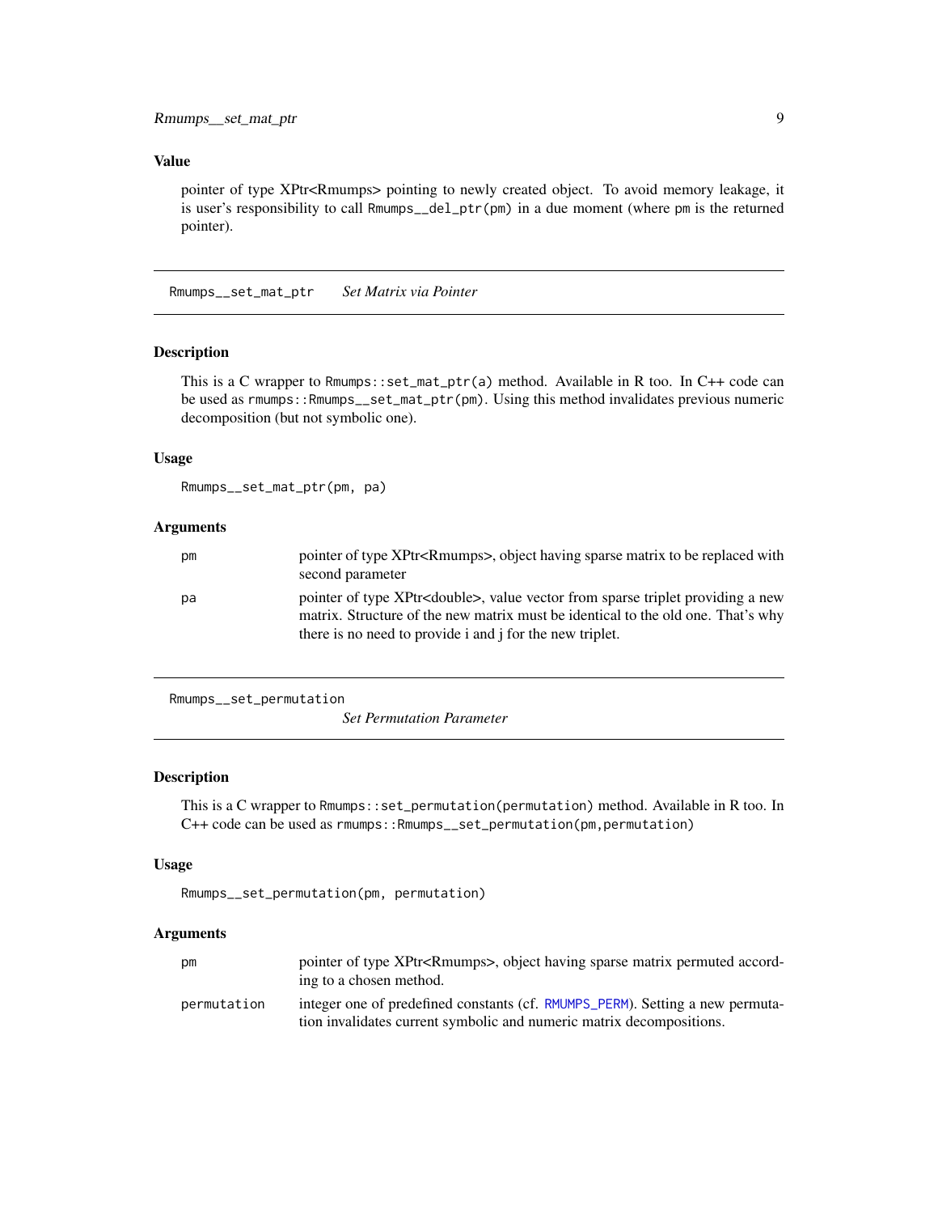### Value

pointer of type XPtr<Rmumps> pointing to newly created object. To avoid memory leakage, it is user's responsibility to call `Rmumps__del_ptr(pm)` in a due moment (where `pm` is the returned pointer).

---

## Rmumps__set_mat_ptr — *Set Matrix via Pointer*

### Description

This is a C wrapper to `Rmumps::set_mat_ptr(a)` method. Available in R too. In C++ code can be used as `rmumps::Rmumps__set_mat_ptr(pm)`. Using this method invalidates previous numeric decomposition (but not symbolic one).

### Usage

```
Rmumps__set_mat_ptr(pm, pa)
```

### Arguments

| | |
|---|---|
| `pm` | pointer of type XPtr<Rmumps>, object having sparse matrix to be replaced with second parameter |
| `pa` | pointer of type XPtr<double>, value vector from sparse triplet providing a new matrix. Structure of the new matrix must be identical to the old one. That's why there is no need to provide i and j for the new triplet. |

---

## Rmumps__set_permutation — *Set Permutation Parameter*

### Description

This is a C wrapper to `Rmumps::set_permutation(permutation)` method. Available in R too. In C++ code can be used as `rmumps::Rmumps__set_permutation(pm,permutation)`

### Usage

```
Rmumps__set_permutation(pm, permutation)
```

### Arguments

| | |
|---|---|
| `pm` | pointer of type XPtr<Rmumps>, object having sparse matrix permuted according to a chosen method. |
| `permutation` | integer one of predefined constants (cf. `RMUMPS_PERM`). Setting a new permutation invalidates current symbolic and numeric matrix decompositions. |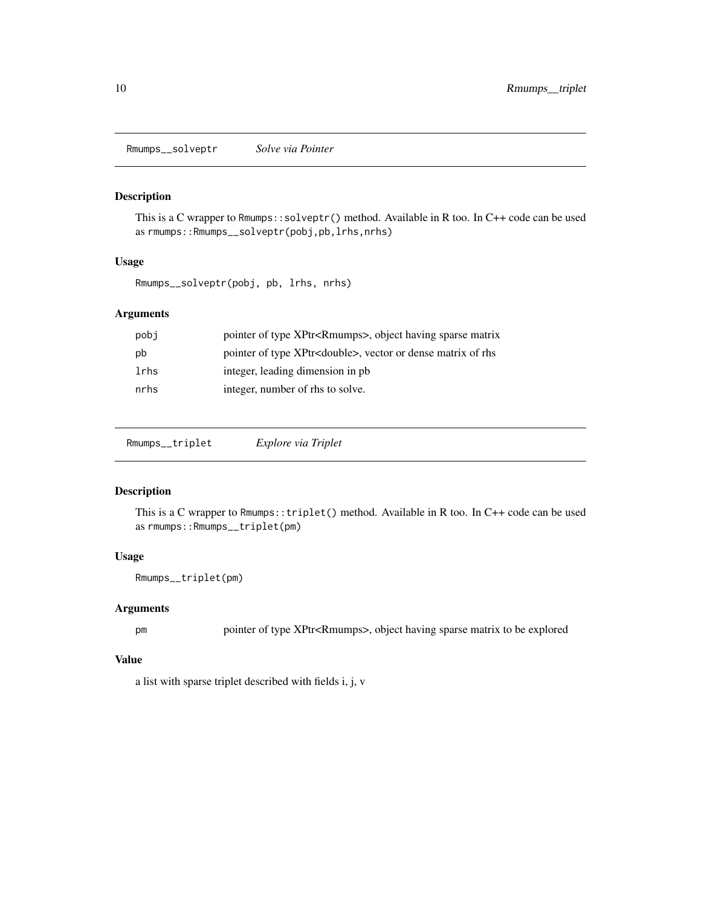## Rmumps__solveptr *Solve via Pointer*

### Description

This is a C wrapper to `Rmumps::solveptr()` method. Available in R too. In C++ code can be used as `rmumps::Rmumps__solveptr(pobj,pb,lrhs,nrhs)`

### Usage

```
Rmumps__solveptr(pobj, pb, lrhs, nrhs)
```

### Arguments

| | |
|---|---|
| `pobj` | pointer of type XPtr<Rmumps>, object having sparse matrix |
| `pb` | pointer of type XPtr<double>, vector or dense matrix of rhs |
| `lrhs` | integer, leading dimension in pb |
| `nrhs` | integer, number of rhs to solve. |

## Rmumps__triplet *Explore via Triplet*

### Description

This is a C wrapper to `Rmumps::triplet()` method. Available in R too. In C++ code can be used as `rmumps::Rmumps__triplet(pm)`

### Usage

```
Rmumps__triplet(pm)
```

### Arguments

| | |
|---|---|
| `pm` | pointer of type XPtr<Rmumps>, object having sparse matrix to be explored |

### Value

a list with sparse triplet described with fields i, j, v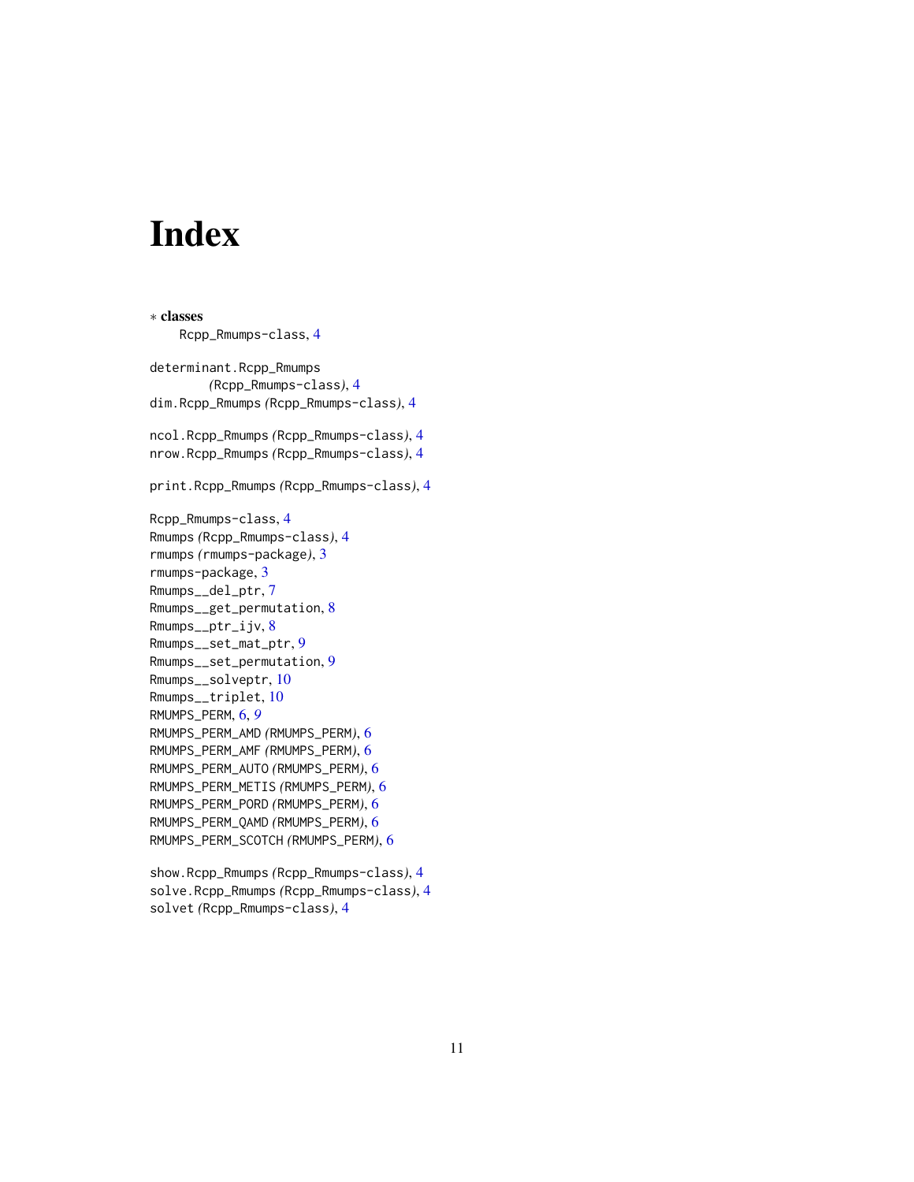# Index

∗ **classes**
    Rcpp_Rmumps-class, 4

determinant.Rcpp_Rmumps
        *(*Rcpp_Rmumps-class*)*, 4
dim.Rcpp_Rmumps *(*Rcpp_Rmumps-class*)*, 4

ncol.Rcpp_Rmumps *(*Rcpp_Rmumps-class*)*, 4
nrow.Rcpp_Rmumps *(*Rcpp_Rmumps-class*)*, 4

print.Rcpp_Rmumps *(*Rcpp_Rmumps-class*)*, 4

Rcpp_Rmumps-class, 4
Rmumps *(*Rcpp_Rmumps-class*)*, 4
rmumps *(*rmumps-package*)*, 3
rmumps-package, 3
Rmumps__del_ptr, 7
Rmumps__get_permutation, 8
Rmumps__ptr_ijv, 8
Rmumps__set_mat_ptr, 9
Rmumps__set_permutation, 9
Rmumps__solveptr, 10
Rmumps__triplet, 10
RMUMPS_PERM, 6, *9*
RMUMPS_PERM_AMD *(*RMUMPS_PERM*)*, 6
RMUMPS_PERM_AMF *(*RMUMPS_PERM*)*, 6
RMUMPS_PERM_AUTO *(*RMUMPS_PERM*)*, 6
RMUMPS_PERM_METIS *(*RMUMPS_PERM*)*, 6
RMUMPS_PERM_PORD *(*RMUMPS_PERM*)*, 6
RMUMPS_PERM_QAMD *(*RMUMPS_PERM*)*, 6
RMUMPS_PERM_SCOTCH *(*RMUMPS_PERM*)*, 6

show.Rcpp_Rmumps *(*Rcpp_Rmumps-class*)*, 4
solve.Rcpp_Rmumps *(*Rcpp_Rmumps-class*)*, 4
solvet *(*Rcpp_Rmumps-class*)*, 4